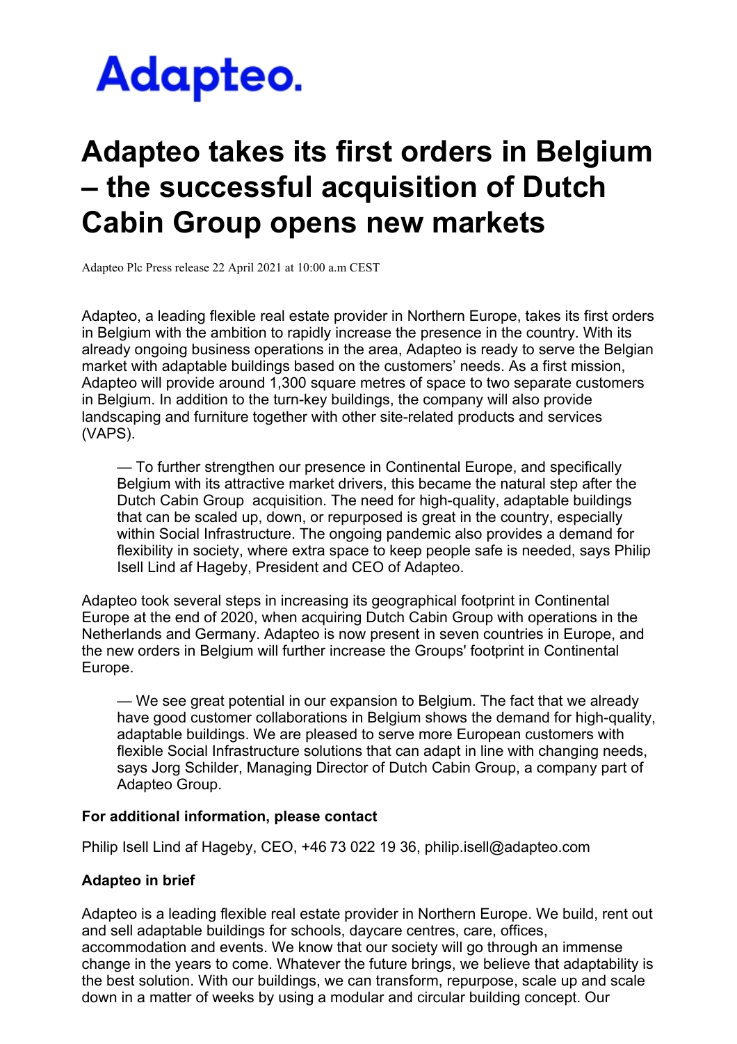# Adapteo.

# Adapteo takes its first orders in Belgium – the successful acquisition of Dutch Cabin Group opens new markets

Adapteo Plc Press release 22 April 2021 at 10:00 a.m CEST

Adapteo, a leading flexible real estate provider in Northern Europe, takes its first orders in Belgium with the ambition to rapidly increase the presence in the country. With its already ongoing business operations in the area, Adapteo is ready to serve the Belgian market with adaptable buildings based on the customers' needs. As a first mission, Adapteo will provide around 1,300 square metres of space to two separate customers in Belgium. In addition to the turn-key buildings, the company will also provide landscaping and furniture together with other site-related products and services (VAPS).

> — To further strengthen our presence in Continental Europe, and specifically Belgium with its attractive market drivers, this became the natural step after the Dutch Cabin Group acquisition. The need for high-quality, adaptable buildings that can be scaled up, down, or repurposed is great in the country, especially within Social Infrastructure. The ongoing pandemic also provides a demand for flexibility in society, where extra space to keep people safe is needed, says Philip Isell Lind af Hageby, President and CEO of Adapteo.

Adapteo took several steps in increasing its geographical footprint in Continental Europe at the end of 2020, when acquiring Dutch Cabin Group with operations in the Netherlands and Germany. Adapteo is now present in seven countries in Europe, and the new orders in Belgium will further increase the Groups' footprint in Continental Europe.

> — We see great potential in our expansion to Belgium. The fact that we already have good customer collaborations in Belgium shows the demand for high-quality, adaptable buildings. We are pleased to serve more European customers with flexible Social Infrastructure solutions that can adapt in line with changing needs, says Jorg Schilder, Managing Director of Dutch Cabin Group, a company part of Adapteo Group.

**For additional information, please contact**

Philip Isell Lind af Hageby, CEO, +46 73 022 19 36, philip.isell@adapteo.com

**Adapteo in brief**

Adapteo is a leading flexible real estate provider in Northern Europe. We build, rent out and sell adaptable buildings for schools, daycare centres, care, offices, accommodation and events. We know that our society will go through an immense change in the years to come. Whatever the future brings, we believe that adaptability is the best solution. With our buildings, we can transform, repurpose, scale up and scale down in a matter of weeks by using a modular and circular building concept. Our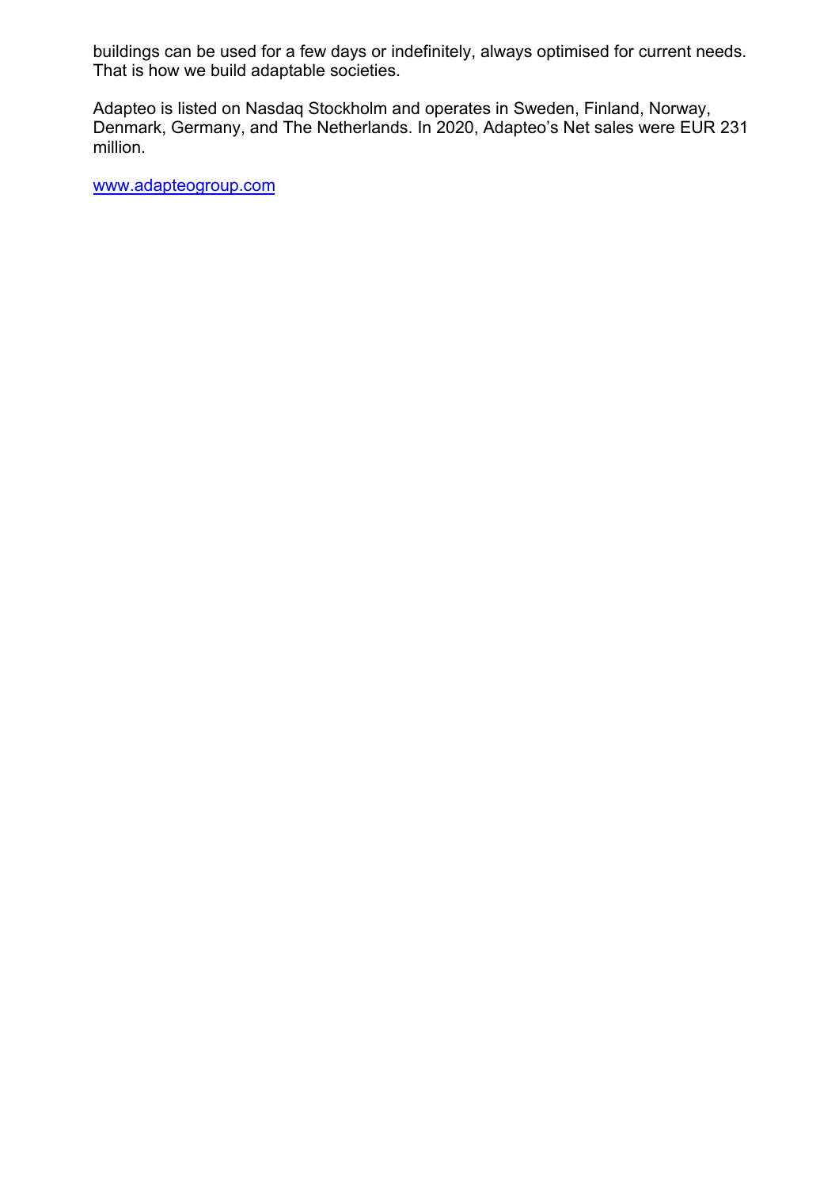buildings can be used for a few days or indefinitely, always optimised for current needs. That is how we build adaptable societies.

Adapteo is listed on Nasdaq Stockholm and operates in Sweden, Finland, Norway, Denmark, Germany, and The Netherlands. In 2020, Adapteo's Net sales were EUR 231 million.

www.adapteogroup.com